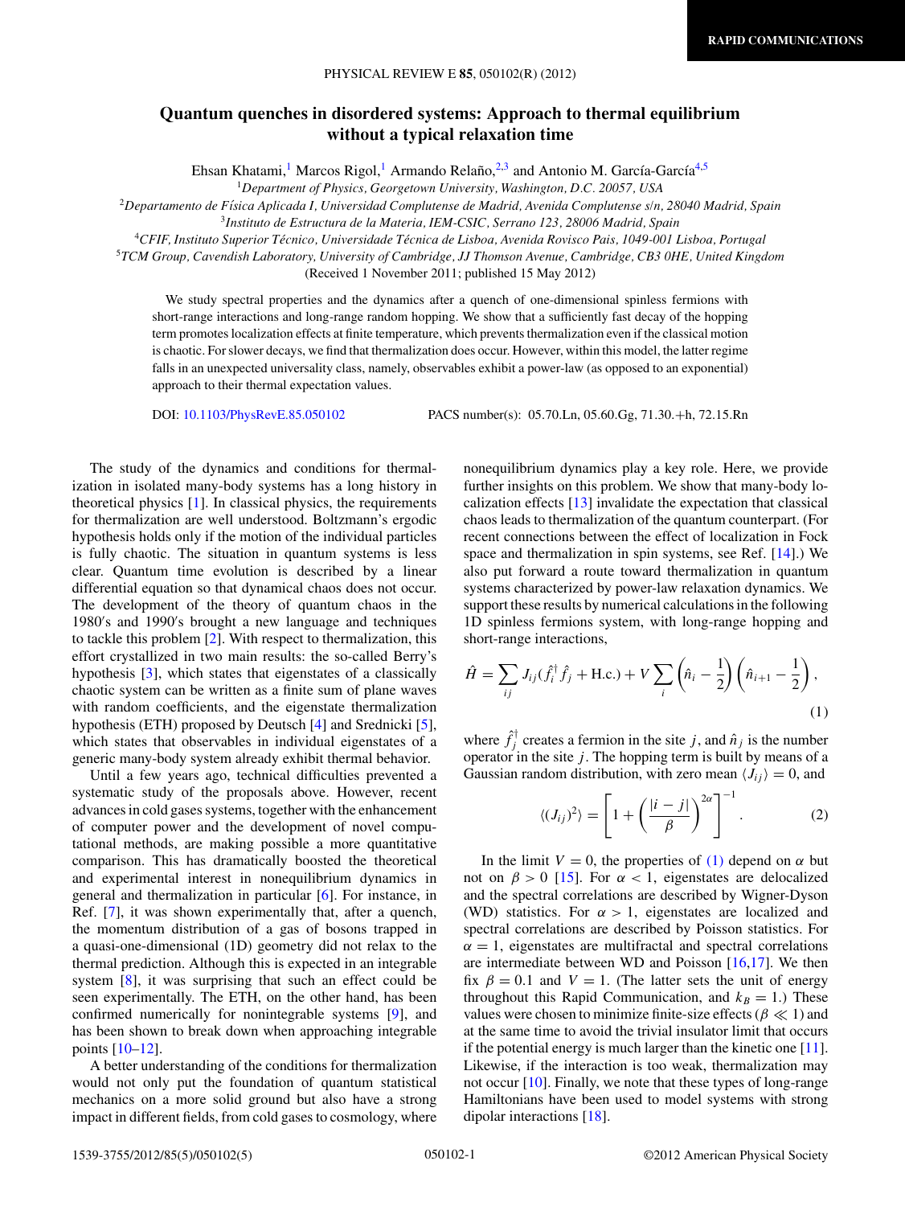# Quantum quenches in disordered systems: Approach to thermal equilibrium without a typical relaxation time

Ehsan Khatami,[1] Marcos Rigol,[1] Armando Relaño,[2,3] and Antonio M. García-García[4,5]

[1]Department of Physics, Georgetown University, Washington, D.C. 20057, USA

[2]Departamento de Física Aplicada I, Universidad Complutense de Madrid, Avenida Complutense s/n, 28040 Madrid, Spain

[3]Instituto de Estructura de la Materia, IEM-CSIC, Serrano 123, 28006 Madrid, Spain

[4]CFIF, Instituto Superior Técnico, Universidade Técnica de Lisboa, Avenida Rovisco Pais, 1049-001 Lisboa, Portugal

[5]TCM Group, Cavendish Laboratory, University of Cambridge, JJ Thomson Avenue, Cambridge, CB3 0HE, United Kingdom

(Received 1 November 2011; published 15 May 2012)

We study spectral properties and the dynamics after a quench of one-dimensional spinless fermions with short-range interactions and long-range random hopping. We show that a sufficiently fast decay of the hopping term promotes localization effects at finite temperature, which prevents thermalization even if the classical motion is chaotic. For slower decays, we find that thermalization does occur. However, within this model, the latter regime falls in an unexpected universality class, namely, observables exhibit a power-law (as opposed to an exponential) approach to their thermal expectation values.

DOI: 10.1103/PhysRevE.85.050102 PACS number(s): 05.70.Ln, 05.60.Gg, 71.30.+h, 72.15.Rn

The study of the dynamics and conditions for thermalization in isolated many-body systems has a long history in theoretical physics [1]. In classical physics, the requirements for thermalization are well understood. Boltzmann's ergodic hypothesis holds only if the motion of the individual particles is fully chaotic. The situation in quantum systems is less clear. Quantum time evolution is described by a linear differential equation so that dynamical chaos does not occur. The development of the theory of quantum chaos in the 1980′s and 1990′s brought a new language and techniques to tackle this problem [2]. With respect to thermalization, this effort crystallized in two main results: the so-called Berry's hypothesis [3], which states that eigenstates of a classically chaotic system can be written as a finite sum of plane waves with random coefficients, and the eigenstate thermalization hypothesis (ETH) proposed by Deutsch [4] and Srednicki [5], which states that observables in individual eigenstates of a generic many-body system already exhibit thermal behavior.

Until a few years ago, technical difficulties prevented a systematic study of the proposals above. However, recent advances in cold gases systems, together with the enhancement of computer power and the development of novel computational methods, are making possible a more quantitative comparison. This has dramatically boosted the theoretical and experimental interest in nonequilibrium dynamics in general and thermalization in particular [6]. For instance, in Ref. [7], it was shown experimentally that, after a quench, the momentum distribution of a gas of bosons trapped in a quasi-one-dimensional (1D) geometry did not relax to the thermal prediction. Although this is expected in an integrable system [8], it was surprising that such an effect could be seen experimentally. The ETH, on the other hand, has been confirmed numerically for nonintegrable systems [9], and has been shown to break down when approaching integrable points [10–12].

A better understanding of the conditions for thermalization would not only put the foundation of quantum statistical mechanics on a more solid ground but also have a strong impact in different fields, from cold gases to cosmology, where nonequilibrium dynamics play a key role. Here, we provide further insights on this problem. We show that many-body localization effects [13] invalidate the expectation that classical chaos leads to thermalization of the quantum counterpart. (For recent connections between the effect of localization in Fock space and thermalization in spin systems, see Ref. [14].) We also put forward a route toward thermalization in quantum systems characterized by power-law relaxation dynamics. We support these results by numerical calculations in the following 1D spinless fermions system, with long-range hopping and short-range interactions,

$$\hat{H} = \sum_{ij} J_{ij}(\hat{f}_i^\dagger \hat{f}_j + \text{H.c.}) + V \sum_i \left(\hat{n}_i - \frac{1}{2}\right)\left(\hat{n}_{i+1} - \frac{1}{2}\right), \tag{1}$$

where $\hat{f}_j^\dagger$ creates a fermion in the site $j$, and $\hat{n}_j$ is the number operator in the site $j$. The hopping term is built by means of a Gaussian random distribution, with zero mean $\langle J_{ij}\rangle = 0$, and

$$\langle (J_{ij})^2 \rangle = \left[1 + \left(\frac{|i-j|}{\beta}\right)^{2\alpha}\right]^{-1}. \tag{2}$$

In the limit $V = 0$, the properties of (1) depend on $\alpha$ but not on $\beta > 0$ [15]. For $\alpha < 1$, eigenstates are delocalized and the spectral correlations are described by Wigner-Dyson (WD) statistics. For $\alpha > 1$, eigenstates are localized and spectral correlations are described by Poisson statistics. For $\alpha = 1$, eigenstates are multifractal and spectral correlations are intermediate between WD and Poisson [16,17]. We then fix $\beta = 0.1$ and $V = 1$. (The latter sets the unit of energy throughout this Rapid Communication, and $k_B = 1$.) These values were chosen to minimize finite-size effects ($\beta \ll 1$) and at the same time to avoid the trivial insulator limit that occurs if the potential energy is much larger than the kinetic one [11]. Likewise, if the interaction is too weak, thermalization may not occur [10]. Finally, we note that these types of long-range Hamiltonians have been used to model systems with strong dipolar interactions [18].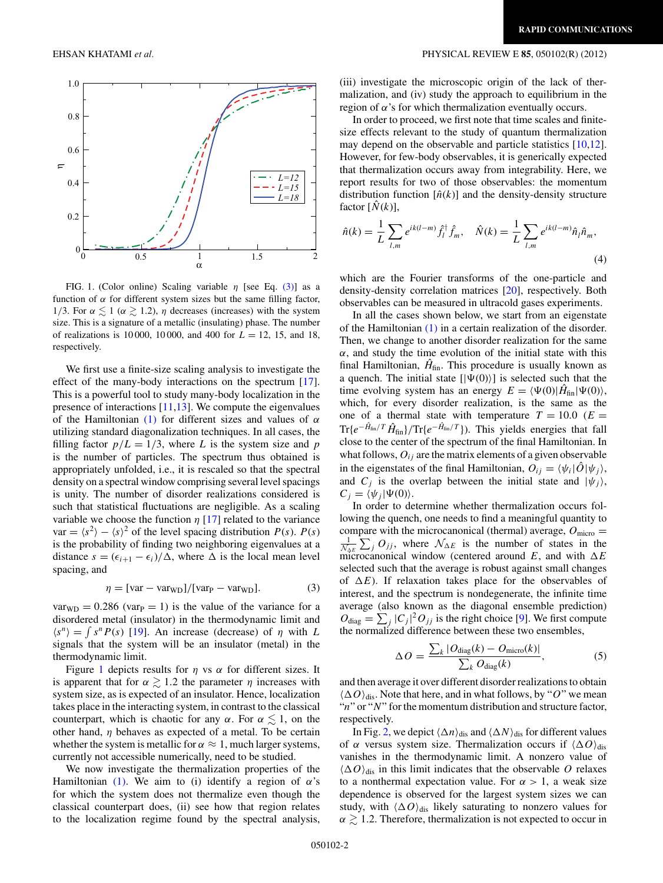FIG. 1. (Color online) Scaling variable $\eta$ [see Eq. (3)] as a function of $\alpha$ for different system sizes but the same filling factor, 1/3. For $\alpha \lesssim 1$ ($\alpha \gtrsim 1.2$), $\eta$ decreases (increases) with the system size. This is a signature of a metallic (insulating) phase. The number of realizations is 10 000, 10 000, and 400 for $L = 12$, 15, and 18, respectively.

We first use a finite-size scaling analysis to investigate the effect of the many-body interactions on the spectrum [17]. This is a powerful tool to study many-body localization in the presence of interactions [11,13]. We compute the eigenvalues of the Hamiltonian (1) for different sizes and values of $\alpha$ utilizing standard diagonalization techniques. In all cases, the filling factor $p/L = 1/3$, where $L$ is the system size and $p$ is the number of particles. The spectrum thus obtained is appropriately unfolded, i.e., it is rescaled so that the spectral density on a spectral window comprising several level spacings is unity. The number of disorder realizations considered is such that statistical fluctuations are negligible. As a scaling variable we choose the function $\eta$ [17] related to the variance var $= \langle s^2\rangle - \langle s\rangle^2$ of the level spacing distribution $P(s)$. $P(s)$ is the probability of finding two neighboring eigenvalues at a distance $s = (\epsilon_{i+1} - \epsilon_i)/\Delta$, where $\Delta$ is the local mean level spacing, and

$$\eta = [\text{var} - \text{var}_{\text{WD}}]/[\text{var}_{\text{P}} - \text{var}_{\text{WD}}]. \tag{3}$$

$\text{var}_{\text{WD}} = 0.286$ ($\text{var}_{\text{P}} = 1$) is the value of the variance for a disordered metal (insulator) in the thermodynamic limit and $\langle s^n\rangle = \int s^n P(s)$ [19]. An increase (decrease) of $\eta$ with $L$ signals that the system will be an insulator (metal) in the thermodynamic limit.

Figure 1 depicts results for $\eta$ vs $\alpha$ for different sizes. It is apparent that for $\alpha \gtrsim 1.2$ the parameter $\eta$ increases with system size, as is expected of an insulator. Hence, localization takes place in the interacting system, in contrast to the classical counterpart, which is chaotic for any $\alpha$. For $\alpha \lesssim 1$, on the other hand, $\eta$ behaves as expected of a metal. To be certain whether the system is metallic for $\alpha \approx 1$, much larger systems, currently not accessible numerically, need to be studied.

We now investigate the thermalization properties of the Hamiltonian (1). We aim to (i) identify a region of $\alpha$'s for which the system does not thermalize even though the classical counterpart does, (ii) see how that region relates to the localization regime found by the spectral analysis, (iii) investigate the microscopic origin of the lack of thermalization, and (iv) study the approach to equilibrium in the region of $\alpha$'s for which thermalization eventually occurs.

In order to proceed, we first note that time scales and finite-size effects relevant to the study of quantum thermalization may depend on the observable and particle statistics [10,12]. However, for few-body observables, it is generically expected that thermalization occurs away from integrability. Here, we report results for two of those observables: the momentum distribution function $[\hat{n}(k)]$ and the density-density structure factor $[\hat{N}(k)]$,

$$\hat{n}(k) = \frac{1}{L}\sum_{l,m} e^{ik(l-m)}\hat{f}_l^\dagger\hat{f}_m, \quad \hat{N}(k) = \frac{1}{L}\sum_{l,m} e^{ik(l-m)}\hat{n}_l\hat{n}_m, \tag{4}$$

which are the Fourier transforms of the one-particle and density-density correlation matrices [20], respectively. Both observables can be measured in ultracold gases experiments.

In all the cases shown below, we start from an eigenstate of the Hamiltonian (1) in a certain realization of the disorder. Then, we change to another disorder realization for the same $\alpha$, and study the time evolution of the initial state with this final Hamiltonian, $\hat{H}_{\text{fin}}$. This procedure is usually known as a quench. The initial state $[|\Psi(0)\rangle]$ is selected such that the time evolving system has an energy $E = \langle\Psi(0)|\hat{H}_{\text{fin}}|\Psi(0)\rangle$, which, for every disorder realization, is the same as the one of a thermal state with temperature $T = 10.0$ ($E = \text{Tr}\{e^{-\hat{H}_{\text{fin}}/T}\hat{H}_{\text{fin}}\}/\text{Tr}\{e^{-\hat{H}_{\text{fin}}/T}\}$). This yields energies that fall close to the center of the spectrum of the final Hamiltonian. In what follows, $O_{ij}$ are the matrix elements of a given observable in the eigenstates of the final Hamiltonian, $O_{ij} = \langle\psi_i|\hat{O}|\psi_j\rangle$, and $C_j$ is the overlap between the initial state and $|\psi_j\rangle$, $C_j = \langle\psi_j|\Psi(0)\rangle$.

In order to determine whether thermalization occurs following the quench, one needs to find a meaningful quantity to compare with the microcanonical (thermal) average, $O_{\text{micro}} = \frac{1}{\mathcal{N}_{\Delta E}}\sum_j O_{jj}$, where $\mathcal{N}_{\Delta E}$ is the number of states in the microcanonical window (centered around $E$, and with $\Delta E$ selected such that the average is robust against small changes of $\Delta E$). If relaxation takes place for the observables of interest, and the spectrum is nondegenerate, the infinite time average (also known as the diagonal ensemble prediction) $O_{\text{diag}} = \sum_j |C_j|^2 O_{jj}$ is the right choice [9]. We first compute the normalized difference between these two ensembles,

$$\Delta O = \frac{\sum_k |O_{\text{diag}}(k) - O_{\text{micro}}(k)|}{\sum_k O_{\text{diag}}(k)}, \tag{5}$$

and then average it over different disorder realizations to obtain $\langle\Delta O\rangle_{\text{dis}}$. Note that here, and in what follows, by "$O$" we mean "$n$" or "$N$" for the momentum distribution and structure factor, respectively.

In Fig. 2, we depict $\langle\Delta n\rangle_{\text{dis}}$ and $\langle\Delta N\rangle_{\text{dis}}$ for different values of $\alpha$ versus system size. Thermalization occurs if $\langle\Delta O\rangle_{\text{dis}}$ vanishes in the thermodynamic limit. A nonzero value of $\langle\Delta O\rangle_{\text{dis}}$ in this limit indicates that the observable $O$ relaxes to a nonthermal expectation value. For $\alpha > 1$, a weak size dependence is observed for the largest system sizes we can study, with $\langle\Delta O\rangle_{\text{dis}}$ likely saturating to nonzero values for $\alpha \gtrsim 1.2$. Therefore, thermalization is not expected to occur in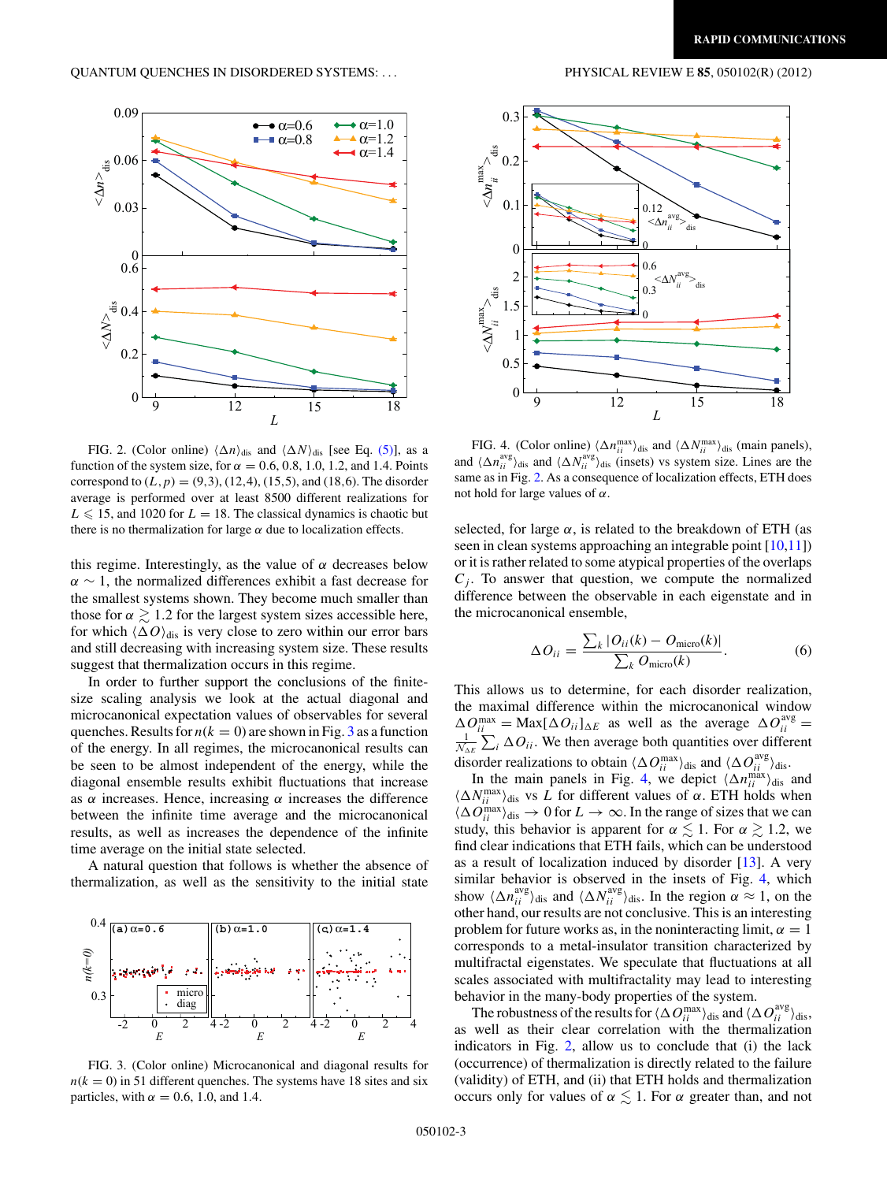FIG. 2. (Color online) $\langle \Delta n \rangle_{\rm dis}$ and $\langle \Delta N \rangle_{\rm dis}$ [see Eq. (5)], as a function of the system size, for $\alpha = 0.6, 0.8, 1.0, 1.2$, and 1.4. Points correspond to $(L, p) = (9,3), (12,4), (15,5)$, and $(18,6)$. The disorder average is performed over at least 8500 different realizations for $L \leqslant 15$, and 1020 for $L = 18$. The classical dynamics is chaotic but there is no thermalization for large $\alpha$ due to localization effects.

this regime. Interestingly, as the value of $\alpha$ decreases below $\alpha \sim 1$, the normalized differences exhibit a fast decrease for the smallest systems shown. They become much smaller than those for $\alpha \gtrsim 1.2$ for the largest system sizes accessible here, for which $\langle \Delta O \rangle_{\rm dis}$ is very close to zero within our error bars and still decreasing with increasing system size. These results suggest that thermalization occurs in this regime.

In order to further support the conclusions of the finite-size scaling analysis we look at the actual diagonal and microcanonical expectation values of observables for several quenches. Results for $n(k=0)$ are shown in Fig. 3 as a function of the energy. In all regimes, the microcanonical results can be seen to be almost independent of the energy, while the diagonal ensemble results exhibit fluctuations that increase as $\alpha$ increases. Hence, increasing $\alpha$ increases the difference between the infinite time average and the microcanonical results, as well as increases the dependence of the infinite time average on the initial state selected.

A natural question that follows is whether the absence of thermalization, as well as the sensitivity to the initial state

FIG. 3. (Color online) Microcanonical and diagonal results for $n(k=0)$ in 51 different quenches. The systems have 18 sites and six particles, with $\alpha = 0.6, 1.0$, and 1.4.

FIG. 4. (Color online) $\langle \Delta n_{ii}^{\rm max} \rangle_{\rm dis}$ and $\langle \Delta N_{ii}^{\rm max} \rangle_{\rm dis}$ (main panels), and $\langle \Delta n_{ii}^{\rm avg} \rangle_{\rm dis}$ and $\langle \Delta N_{ii}^{\rm avg} \rangle_{\rm dis}$ (insets) vs system size. Lines are the same as in Fig. 2. As a consequence of localization effects, ETH does not hold for large values of $\alpha$.

selected, for large $\alpha$, is related to the breakdown of ETH (as seen in clean systems approaching an integrable point [10,11]) or it is rather related to some atypical properties of the overlaps $C_j$. To answer that question, we compute the normalized difference between the observable in each eigenstate and in the microcanonical ensemble,

$$\Delta O_{ii} = \frac{\sum_k |O_{ii}(k) - O_{\rm micro}(k)|}{\sum_k O_{\rm micro}(k)}. \tag{6}$$

This allows us to determine, for each disorder realization, the maximal difference within the microcanonical window $\Delta O_{ii}^{\rm max} = {\rm Max}[\Delta O_{ii}]_{\Delta E}$ as well as the average $\Delta O_{ii}^{\rm avg} = \frac{1}{\mathcal{N}_{\Delta E}} \sum_i \Delta O_{ii}$. We then average both quantities over different disorder realizations to obtain $\langle \Delta O_{ii}^{\rm max} \rangle_{\rm dis}$ and $\langle \Delta O_{ii}^{\rm avg} \rangle_{\rm dis}$.

In the main panels in Fig. 4, we depict $\langle \Delta n_{ii}^{\rm max} \rangle_{\rm dis}$ and $\langle \Delta N_{ii}^{\rm max} \rangle_{\rm dis}$ vs $L$ for different values of $\alpha$. ETH holds when $\langle \Delta O_{ii}^{\rm max} \rangle_{\rm dis} \to 0$ for $L \to \infty$. In the range of sizes that we can study, this behavior is apparent for $\alpha \lesssim 1$. For $\alpha \gtrsim 1.2$, we find clear indications that ETH fails, which can be understood as a result of localization induced by disorder [13]. A very similar behavior is observed in the insets of Fig. 4, which show $\langle \Delta n_{ii}^{\rm avg} \rangle_{\rm dis}$ and $\langle \Delta N_{ii}^{\rm avg} \rangle_{\rm dis}$. In the region $\alpha \approx 1$, on the other hand, our results are not conclusive. This is an interesting problem for future works as, in the noninteracting limit, $\alpha = 1$ corresponds to a metal-insulator transition characterized by multifractal eigenstates. We speculate that fluctuations at all scales associated with multifractality may lead to interesting behavior in the many-body properties of the system.

The robustness of the results for $\langle \Delta O_{ii}^{\rm max} \rangle_{\rm dis}$ and $\langle \Delta O_{ii}^{\rm avg} \rangle_{\rm dis}$, as well as their clear correlation with the thermalization indicators in Fig. 2, allow us to conclude that (i) the lack (occurrence) of thermalization is directly related to the failure (validity) of ETH, and (ii) that ETH holds and thermalization occurs only for values of $\alpha \lesssim 1$. For $\alpha$ greater than, and not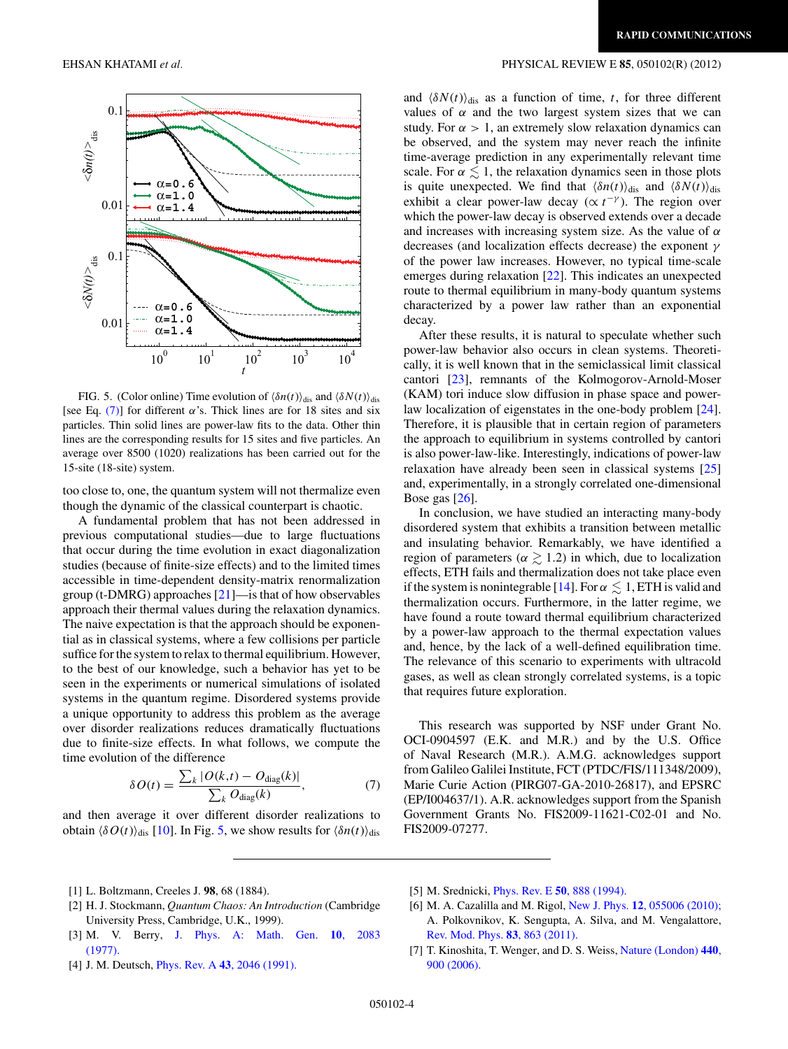FIG. 5. (Color online) Time evolution of $\langle \delta n(t) \rangle_{\rm dis}$ and $\langle \delta N(t) \rangle_{\rm dis}$ [see Eq. (7)] for different $\alpha$'s. Thick lines are for 18 sites and six particles. Thin solid lines are power-law fits to the data. Other thin lines are the corresponding results for 15 sites and five particles. An average over 8500 (1020) realizations has been carried out for the 15-site (18-site) system.

too close to, one, the quantum system will not thermalize even though the dynamic of the classical counterpart is chaotic.

A fundamental problem that has not been addressed in previous computational studies—due to large fluctuations that occur during the time evolution in exact diagonalization studies (because of finite-size effects) and to the limited times accessible in time-dependent density-matrix renormalization group (t-DMRG) approaches [21]—is that of how observables approach their thermal values during the relaxation dynamics. The naive expectation is that the approach should be exponential as in classical systems, where a few collisions per particle suffice for the system to relax to thermal equilibrium. However, to the best of our knowledge, such a behavior has yet to be seen in the experiments or numerical simulations of isolated systems in the quantum regime. Disordered systems provide a unique opportunity to address this problem as the average over disorder realizations reduces dramatically fluctuations due to finite-size effects. In what follows, we compute the time evolution of the difference

$$\delta O(t) = \frac{\sum_k |O(k,t) - O_{\rm diag}(k)|}{\sum_k O_{\rm diag}(k)}, \tag{7}$$

and then average it over different disorder realizations to obtain $\langle \delta O(t) \rangle_{\rm dis}$ [10]. In Fig. 5, we show results for $\langle \delta n(t) \rangle_{\rm dis}$ and $\langle \delta N(t) \rangle_{\rm dis}$ as a function of time, $t$, for three different values of $\alpha$ and the two largest system sizes that we can study. For $\alpha > 1$, an extremely slow relaxation dynamics can be observed, and the system may never reach the infinite time-average prediction in any experimentally relevant time scale. For $\alpha \lesssim 1$, the relaxation dynamics seen in those plots is quite unexpected. We find that $\langle \delta n(t) \rangle_{\rm dis}$ and $\langle \delta N(t) \rangle_{\rm dis}$ exhibit a clear power-law decay ($\propto t^{-\gamma}$). The region over which the power-law decay is observed extends over a decade and increases with increasing system size. As the value of $\alpha$ decreases (and localization effects decrease) the exponent $\gamma$ of the power law increases. However, no typical time-scale emerges during relaxation [22]. This indicates an unexpected route to thermal equilibrium in many-body quantum systems characterized by a power law rather than an exponential decay.

After these results, it is natural to speculate whether such power-law behavior also occurs in clean systems. Theoretically, it is well known that in the semiclassical limit classical cantori [23], remnants of the Kolmogorov-Arnold-Moser (KAM) tori induce slow diffusion in phase space and power-law localization of eigenstates in the one-body problem [24]. Therefore, it is plausible that in certain region of parameters the approach to equilibrium in systems controlled by cantori is also power-law-like. Interestingly, indications of power-law relaxation have already been seen in classical systems [25] and, experimentally, in a strongly correlated one-dimensional Bose gas [26].

In conclusion, we have studied an interacting many-body disordered system that exhibits a transition between metallic and insulating behavior. Remarkably, we have identified a region of parameters ($\alpha \gtrsim 1.2$) in which, due to localization effects, ETH fails and thermalization does not take place even if the system is nonintegrable [14]. For $\alpha \lesssim 1$, ETH is valid and thermalization occurs. Furthermore, in the latter regime, we have found a route toward thermal equilibrium characterized by a power-law approach to the thermal expectation values and, hence, by the lack of a well-defined equilibration time. The relevance of this scenario to experiments with ultracold gases, as well as clean strongly correlated systems, is a topic that requires future exploration.

This research was supported by NSF under Grant No. OCI-0904597 (E.K. and M.R.) and by the U.S. Office of Naval Research (M.R.). A.M.G. acknowledges support from Galileo Galilei Institute, FCT (PTDC/FIS/111348/2009), Marie Curie Action (PIRG07-GA-2010-26817), and EPSRC (EP/I004637/1). A.R. acknowledges support from the Spanish Government Grants No. FIS2009-11621-C02-01 and No. FIS2009-07277.

[1] L. Boltzmann, Creeles J. **98**, 68 (1884).

[2] H. J. Stockmann, *Quantum Chaos: An Introduction* (Cambridge University Press, Cambridge, U.K., 1999).

[3] M. V. Berry, J. Phys. A: Math. Gen. **10**, 2083 (1977).

[4] J. M. Deutsch, Phys. Rev. A **43**, 2046 (1991).

[5] M. Srednicki, Phys. Rev. E **50**, 888 (1994).

[6] M. A. Cazalilla and M. Rigol, New J. Phys. **12**, 055006 (2010); A. Polkovnikov, K. Sengupta, A. Silva, and M. Vengalattore, Rev. Mod. Phys. **83**, 863 (2011).

[7] T. Kinoshita, T. Wenger, and D. S. Weiss, Nature (London) **440**, 900 (2006).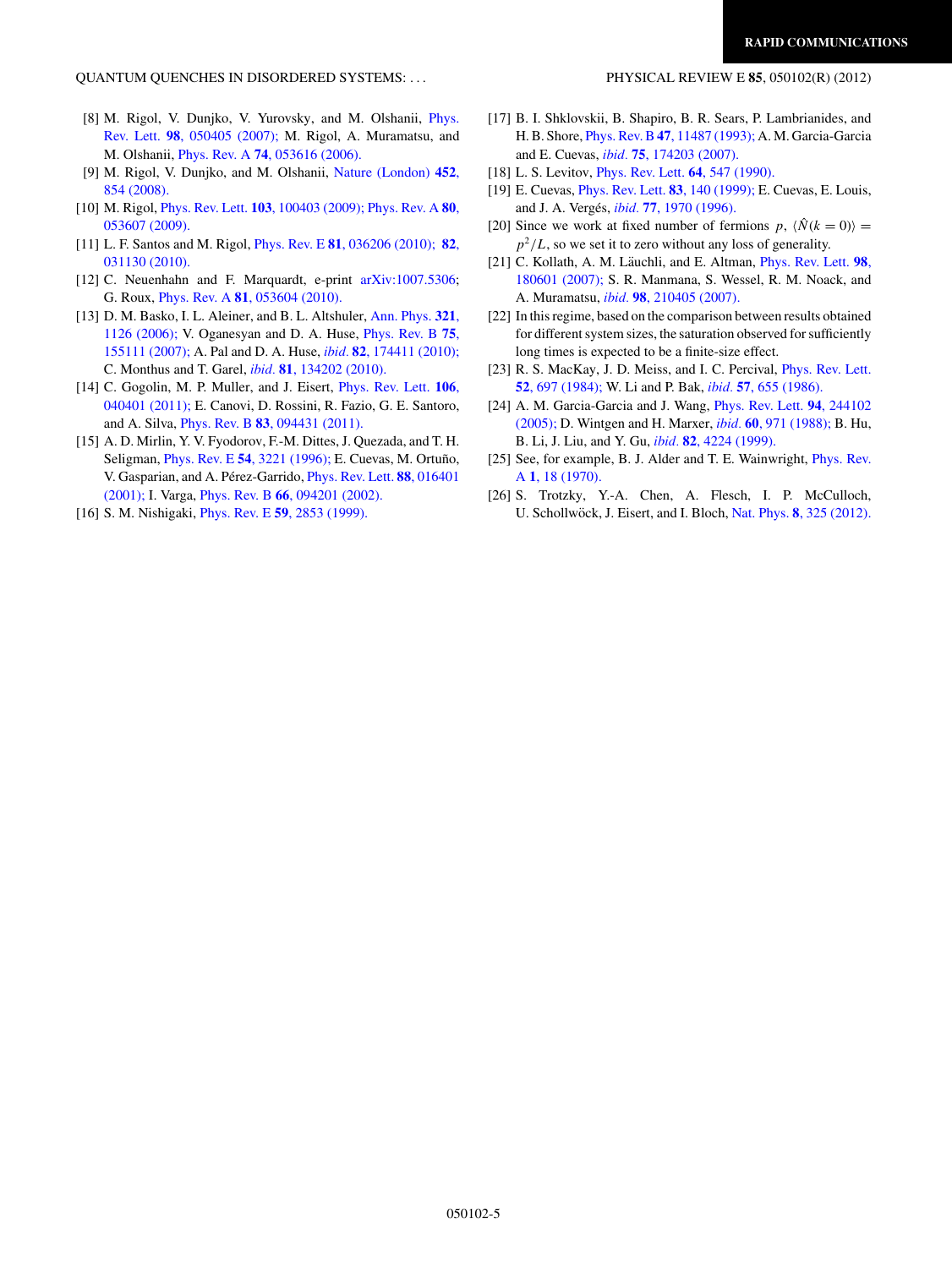[8] M. Rigol, V. Dunjko, V. Yurovsky, and M. Olshanii, Phys. Rev. Lett. **98**, 050405 (2007); M. Rigol, A. Muramatsu, and M. Olshanii, Phys. Rev. A **74**, 053616 (2006).

[9] M. Rigol, V. Dunjko, and M. Olshanii, Nature (London) **452**, 854 (2008).

[10] M. Rigol, Phys. Rev. Lett. **103**, 100403 (2009); Phys. Rev. A **80**, 053607 (2009).

[11] L. F. Santos and M. Rigol, Phys. Rev. E **81**, 036206 (2010); **82**, 031130 (2010).

[12] C. Neuenhahn and F. Marquardt, e-print arXiv:1007.5306; G. Roux, Phys. Rev. A **81**, 053604 (2010).

[13] D. M. Basko, I. L. Aleiner, and B. L. Altshuler, Ann. Phys. **321**, 1126 (2006); V. Oganesyan and D. A. Huse, Phys. Rev. B **75**, 155111 (2007); A. Pal and D. A. Huse, *ibid.* **82**, 174411 (2010); C. Monthus and T. Garel, *ibid.* **81**, 134202 (2010).

[14] C. Gogolin, M. P. Muller, and J. Eisert, Phys. Rev. Lett. **106**, 040401 (2011); E. Canovi, D. Rossini, R. Fazio, G. E. Santoro, and A. Silva, Phys. Rev. B **83**, 094431 (2011).

[15] A. D. Mirlin, Y. V. Fyodorov, F.-M. Dittes, J. Quezada, and T. H. Seligman, Phys. Rev. E **54**, 3221 (1996); E. Cuevas, M. Ortuño, V. Gasparian, and A. Pérez-Garrido, Phys. Rev. Lett. **88**, 016401 (2001); I. Varga, Phys. Rev. B **66**, 094201 (2002).

[16] S. M. Nishigaki, Phys. Rev. E **59**, 2853 (1999).

[17] B. I. Shklovskii, B. Shapiro, B. R. Sears, P. Lambrianides, and H. B. Shore, Phys. Rev. B **47**, 11487 (1993); A. M. Garcia-Garcia and E. Cuevas, *ibid.* **75**, 174203 (2007).

[18] L. S. Levitov, Phys. Rev. Lett. **64**, 547 (1990).

[19] E. Cuevas, Phys. Rev. Lett. **83**, 140 (1999); E. Cuevas, E. Louis, and J. A. Vergés, *ibid.* **77**, 1970 (1996).

[20] Since we work at fixed number of fermions $p$, $\langle \hat{N}(k=0) \rangle = p^2/L$, so we set it to zero without any loss of generality.

[21] C. Kollath, A. M. Läuchli, and E. Altman, Phys. Rev. Lett. **98**, 180601 (2007); S. R. Manmana, S. Wessel, R. M. Noack, and A. Muramatsu, *ibid.* **98**, 210405 (2007).

[22] In this regime, based on the comparison between results obtained for different system sizes, the saturation observed for sufficiently long times is expected to be a finite-size effect.

[23] R. S. MacKay, J. D. Meiss, and I. C. Percival, Phys. Rev. Lett. **52**, 697 (1984); W. Li and P. Bak, *ibid.* **57**, 655 (1986).

[24] A. M. Garcia-Garcia and J. Wang, Phys. Rev. Lett. **94**, 244102 (2005); D. Wintgen and H. Marxer, *ibid.* **60**, 971 (1988); B. Hu, B. Li, J. Liu, and Y. Gu, *ibid.* **82**, 4224 (1999).

[25] See, for example, B. J. Alder and T. E. Wainwright, Phys. Rev. A **1**, 18 (1970).

[26] S. Trotzky, Y.-A. Chen, A. Flesch, I. P. McCulloch, U. Schollwöck, J. Eisert, and I. Bloch, Nat. Phys. **8**, 325 (2012).